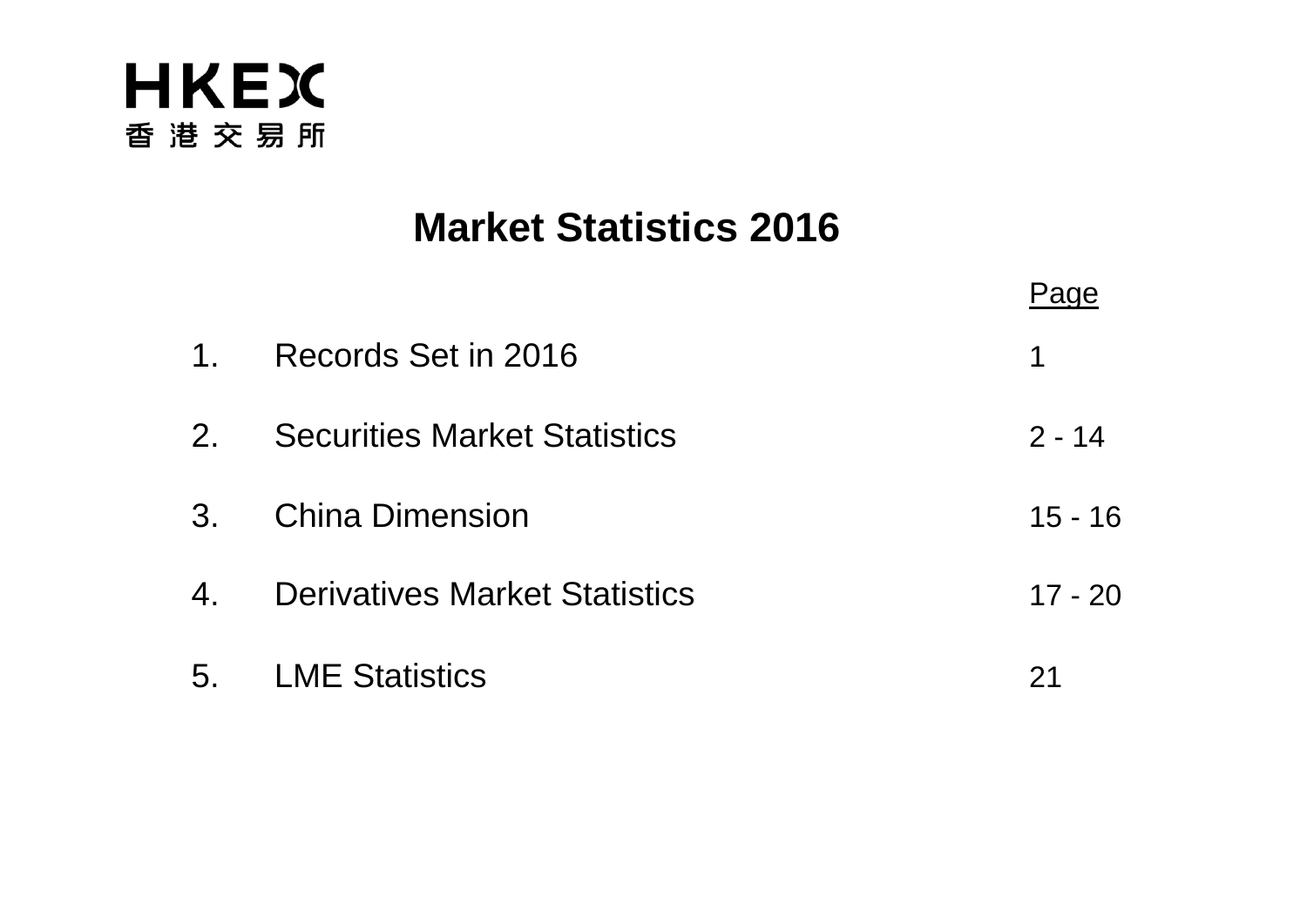HKEX

香港交易所

# Market Statistics 2016

| | | Page |
|---|---|---|
| 1. | Records Set in 2016 | 1 |
| 2. | Securities Market Statistics | 2 - 14 |
| 3. | China Dimension | 15 - 16 |
| 4. | Derivatives Market Statistics | 17 - 20 |
| 5. | LME Statistics | 21 |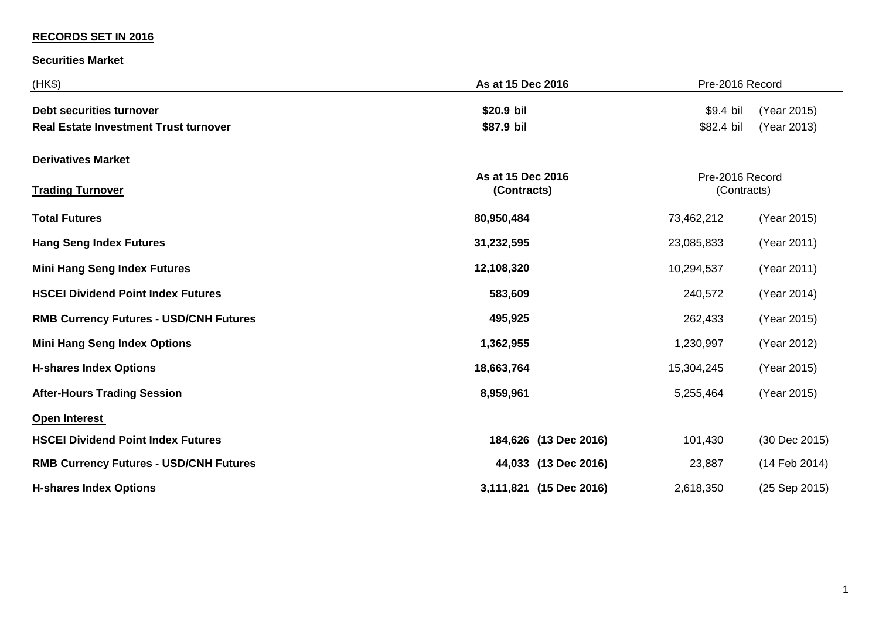**RECORDS SET IN 2016**

**Securities Market**

| (HK$) | As at 15 Dec 2016 | Pre-2016 Record | |
|---|---|---|---|
| **Debt securities turnover** | **\$20.9 bil** | \$9.4 bil | (Year 2015) |
| **Real Estate Investment Trust turnover** | **\$87.9 bil** | \$82.4 bil | (Year 2013) |

**Derivatives Market**

| Trading Turnover | As at 15 Dec 2016 (Contracts) | | Pre-2016 Record (Contracts) | |
|---|---|---|---|---|
| **Total Futures** | **80,950,484** | | 73,462,212 | (Year 2015) |
| **Hang Seng Index Futures** | **31,232,595** | | 23,085,833 | (Year 2011) |
| **Mini Hang Seng Index Futures** | **12,108,320** | | 10,294,537 | (Year 2011) |
| **HSCEI Dividend Point Index Futures** | **583,609** | | 240,572 | (Year 2014) |
| **RMB Currency Futures - USD/CNH Futures** | **495,925** | | 262,433 | (Year 2015) |
| **Mini Hang Seng Index Options** | **1,362,955** | | 1,230,997 | (Year 2012) |
| **H-shares Index Options** | **18,663,764** | | 15,304,245 | (Year 2015) |
| **After-Hours Trading Session** | **8,959,961** | | 5,255,464 | (Year 2015) |
| **Open Interest** | | | | |
| **HSCEI Dividend Point Index Futures** | **184,626** | **(13 Dec 2016)** | 101,430 | (30 Dec 2015) |
| **RMB Currency Futures - USD/CNH Futures** | **44,033** | **(13 Dec 2016)** | 23,887 | (14 Feb 2014) |
| **H-shares Index Options** | **3,111,821** | **(15 Dec 2016)** | 2,618,350 | (25 Sep 2015) |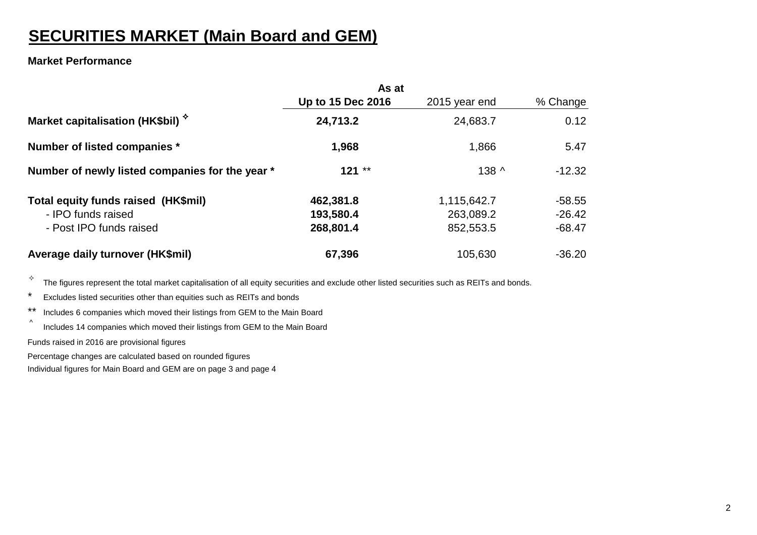# SECURITIES MARKET (Main Board and GEM)

**Market Performance**

| | As at | | |
|---|---|---|---|
| | **Up to 15 Dec 2016** | 2015 year end | % Change |
| **Market capitalisation (HK$bil) ✧** | **24,713.2** | 24,683.7 | 0.12 |
| **Number of listed companies *** | **1,968** | 1,866 | 5.47 |
| **Number of newly listed companies for the year *** | **121** ** | 138 ^ | -12.32 |
| **Total equity funds raised (HK$mil)** | **462,381.8** | 1,115,642.7 | -58.55 |
| - IPO funds raised | **193,580.4** | 263,089.2 | -26.42 |
| - Post IPO funds raised | **268,801.4** | 852,553.5 | -68.47 |
| **Average daily turnover (HK$mil)** | **67,396** | 105,630 | -36.20 |

✧ The figures represent the total market capitalisation of all equity securities and exclude other listed securities such as REITs and bonds.

\* Excludes listed securities other than equities such as REITs and bonds

** Includes 6 companies which moved their listings from GEM to the Main Board

^ Includes 14 companies which moved their listings from GEM to the Main Board

Funds raised in 2016 are provisional figures

Percentage changes are calculated based on rounded figures

Individual figures for Main Board and GEM are on page 3 and page 4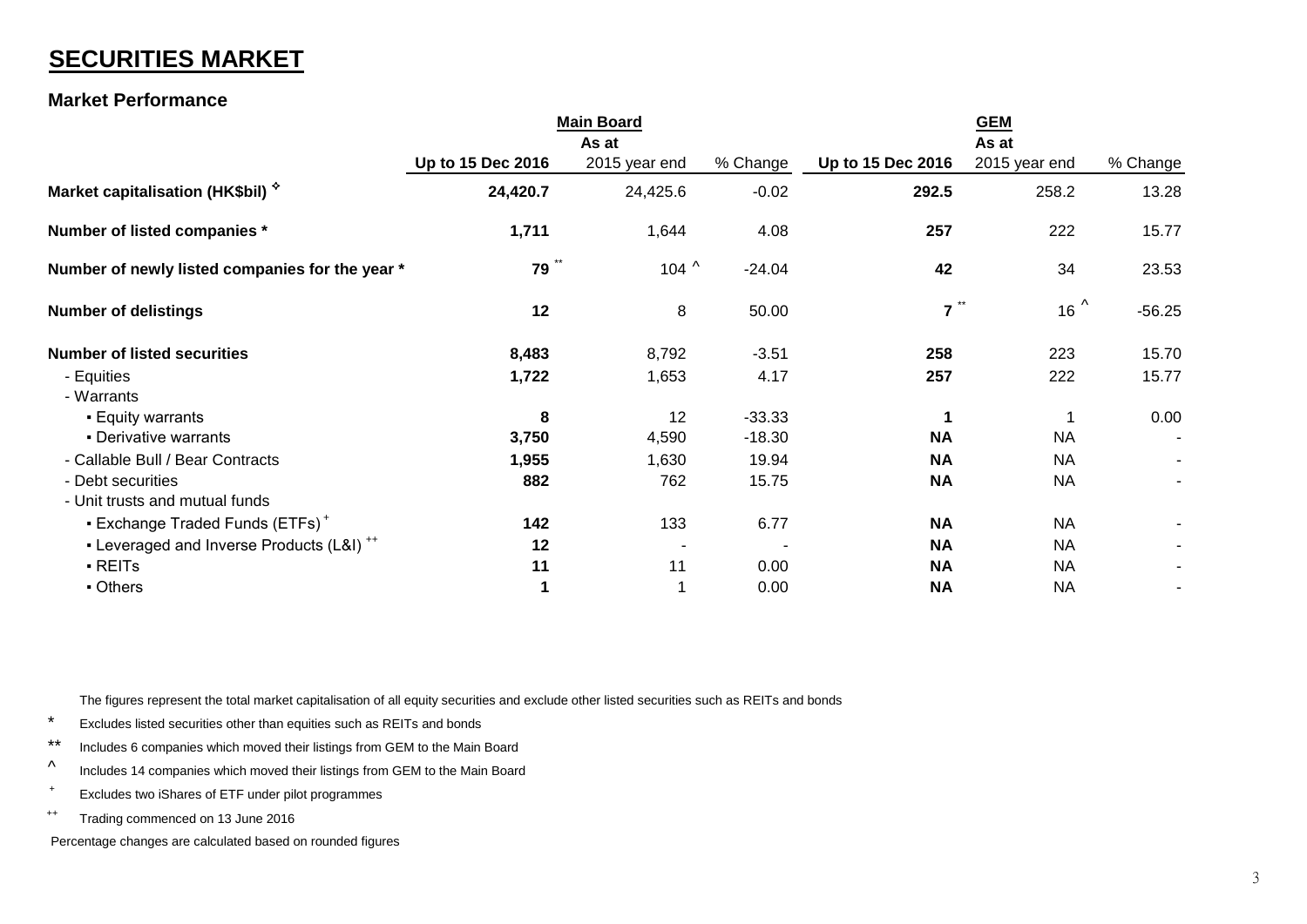# SECURITIES MARKET

## Market Performance

| | Main Board | | | GEM | | |
|---|---|---|---|---|---|---|
| | **Up to 15 Dec 2016** | As at 2015 year end | % Change | **Up to 15 Dec 2016** | As at 2015 year end | % Change |
| **Market capitalisation (HK$bil)** ✧ | **24,420.7** | 24,425.6 | -0.02 | **292.5** | 258.2 | 13.28 |
| **Number of listed companies** * | **1,711** | 1,644 | 4.08 | **257** | 222 | 15.77 |
| **Number of newly listed companies for the year** * | **79** ** | 104 ^ | -24.04 | **42** | 34 | 23.53 |
| **Number of delistings** | **12** | 8 | 50.00 | **7** ** | 16 ^ | -56.25 |
| **Number of listed securities** | **8,483** | 8,792 | -3.51 | **258** | 223 | 15.70 |
| - Equities | **1,722** | 1,653 | 4.17 | **257** | 222 | 15.77 |
| - Warrants | | | | | | |
| ▪ Equity warrants | **8** | 12 | -33.33 | **1** | 1 | 0.00 |
| ▪ Derivative warrants | **3,750** | 4,590 | -18.30 | **NA** | NA | - |
| - Callable Bull / Bear Contracts | **1,955** | 1,630 | 19.94 | **NA** | NA | - |
| - Debt securities | **882** | 762 | 15.75 | **NA** | NA | - |
| - Unit trusts and mutual funds | | | | | | |
| ▪ Exchange Traded Funds (ETFs) + | **142** | 133 | 6.77 | **NA** | NA | - |
| ▪ Leveraged and Inverse Products (L&I) ++ | **12** | - | - | **NA** | NA | - |
| ▪ REITs | **11** | 11 | 0.00 | **NA** | NA | - |
| ▪ Others | **1** | 1 | 0.00 | **NA** | NA | - |

✧ The figures represent the total market capitalisation of all equity securities and exclude other listed securities such as REITs and bonds

\* Excludes listed securities other than equities such as REITs and bonds

** Includes 6 companies which moved their listings from GEM to the Main Board

^ Includes 14 companies which moved their listings from GEM to the Main Board

\+ Excludes two iShares of ETF under pilot programmes

++ Trading commenced on 13 June 2016

Percentage changes are calculated based on rounded figures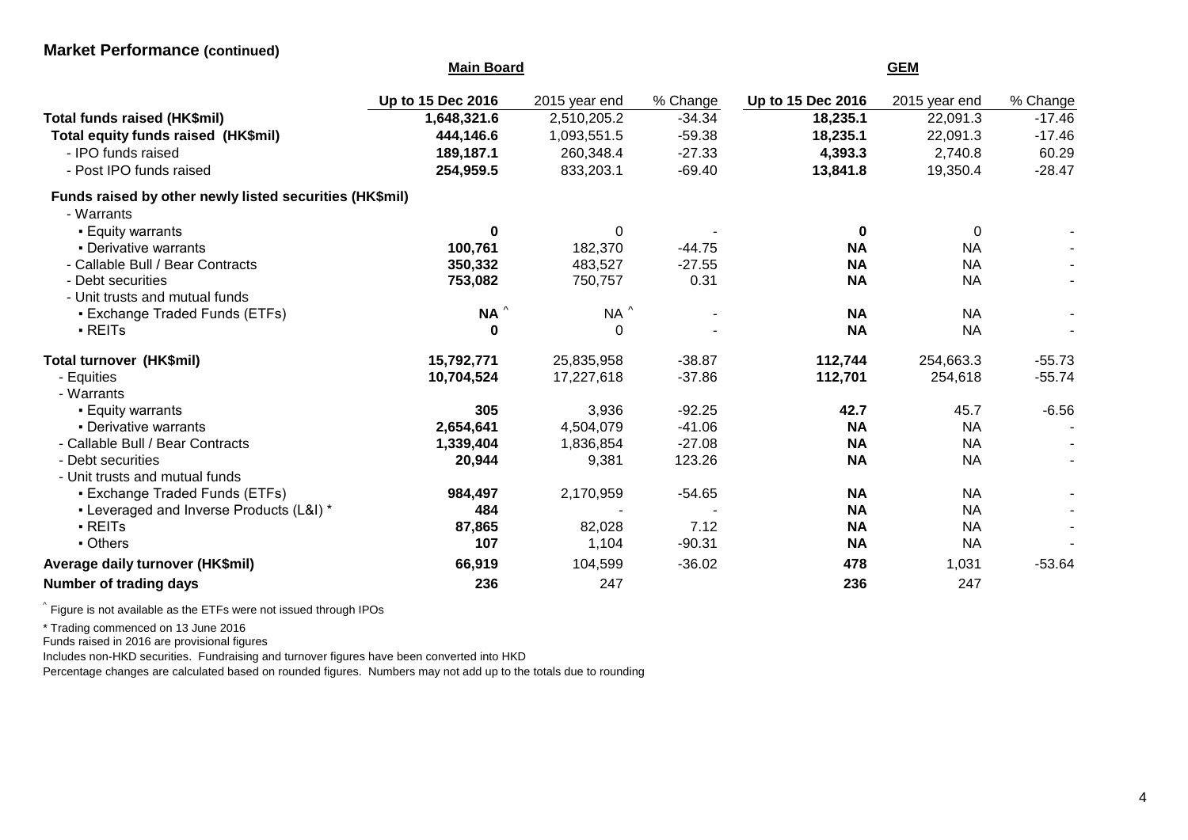## Market Performance (continued)

| | **Main Board** | | | **GEM** | | |
|---|---|---|---|---|---|---|
| | **Up to 15 Dec 2016** | 2015 year end | % Change | **Up to 15 Dec 2016** | 2015 year end | % Change |
| **Total funds raised (HK$mil)** | **1,648,321.6** | 2,510,205.2 | -34.34 | **18,235.1** | 22,091.3 | -17.46 |
| **Total equity funds raised (HK$mil)** | **444,146.6** | 1,093,551.5 | -59.38 | **18,235.1** | 22,091.3 | -17.46 |
| - IPO funds raised | **189,187.1** | 260,348.4 | -27.33 | **4,393.3** | 2,740.8 | 60.29 |
| - Post IPO funds raised | **254,959.5** | 833,203.1 | -69.40 | **13,841.8** | 19,350.4 | -28.47 |
| **Funds raised by other newly listed securities (HK$mil)** | | | | | | |
| - Warrants | | | | | | |
| ▪ Equity warrants | **0** | 0 | - | **0** | 0 | - |
| ▪ Derivative warrants | **100,761** | 182,370 | -44.75 | **NA** | NA | - |
| - Callable Bull / Bear Contracts | **350,332** | 483,527 | -27.55 | **NA** | NA | - |
| - Debt securities | **753,082** | 750,757 | 0.31 | **NA** | NA | - |
| - Unit trusts and mutual funds | | | | | | |
| ▪ Exchange Traded Funds (ETFs) | **NA ^** | NA ^ | - | **NA** | NA | - |
| ▪ REITs | **0** | 0 | - | **NA** | NA | - |
| **Total turnover (HK$mil)** | **15,792,771** | 25,835,958 | -38.87 | **112,744** | 254,663.3 | -55.73 |
| - Equities | **10,704,524** | 17,227,618 | -37.86 | **112,701** | 254,618 | -55.74 |
| - Warrants | | | | | | |
| ▪ Equity warrants | **305** | 3,936 | -92.25 | **42.7** | 45.7 | -6.56 |
| ▪ Derivative warrants | **2,654,641** | 4,504,079 | -41.06 | **NA** | NA | - |
| - Callable Bull / Bear Contracts | **1,339,404** | 1,836,854 | -27.08 | **NA** | NA | - |
| - Debt securities | **20,944** | 9,381 | 123.26 | **NA** | NA | - |
| - Unit trusts and mutual funds | | | | | | |
| ▪ Exchange Traded Funds (ETFs) | **984,497** | 2,170,959 | -54.65 | **NA** | NA | - |
| ▪ Leveraged and Inverse Products (L&I) * | **484** | - | - | **NA** | NA | - |
| ▪ REITs | **87,865** | 82,028 | 7.12 | **NA** | NA | - |
| ▪ Others | **107** | 1,104 | -90.31 | **NA** | NA | - |
| **Average daily turnover (HK$mil)** | **66,919** | 104,599 | -36.02 | **478** | 1,031 | -53.64 |
| **Number of trading days** | **236** | 247 | | **236** | 247 | |

^ Figure is not available as the ETFs were not issued through IPOs

\* Trading commenced on 13 June 2016

Funds raised in 2016 are provisional figures

Includes non-HKD securities. Fundraising and turnover figures have been converted into HKD

Percentage changes are calculated based on rounded figures. Numbers may not add up to the totals due to rounding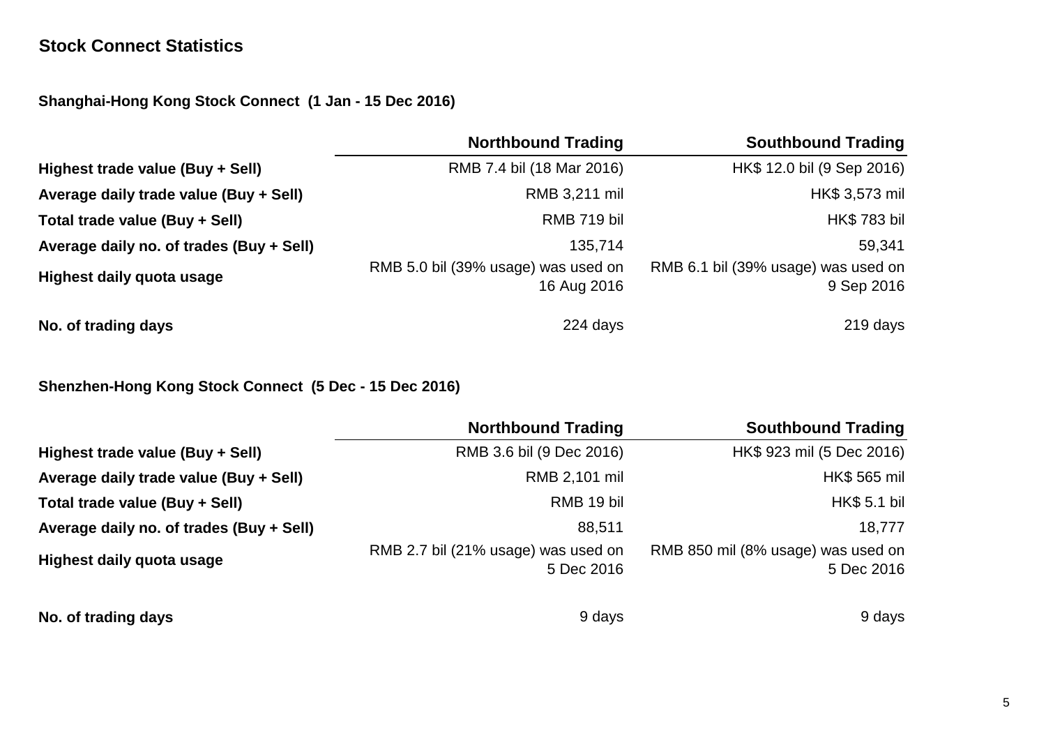## Stock Connect Statistics

### Shanghai-Hong Kong Stock Connect (1 Jan - 15 Dec 2016)

| | Northbound Trading | Southbound Trading |
|---|---|---|
| **Highest trade value (Buy + Sell)** | RMB 7.4 bil (18 Mar 2016) | HK$ 12.0 bil (9 Sep 2016) |
| **Average daily trade value (Buy + Sell)** | RMB 3,211 mil | HK$ 3,573 mil |
| **Total trade value (Buy + Sell)** | RMB 719 bil | HK$ 783 bil |
| **Average daily no. of trades (Buy + Sell)** | 135,714 | 59,341 |
| **Highest daily quota usage** | RMB 5.0 bil (39% usage) was used on 16 Aug 2016 | RMB 6.1 bil (39% usage) was used on 9 Sep 2016 |
| **No. of trading days** | 224 days | 219 days |

### Shenzhen-Hong Kong Stock Connect (5 Dec - 15 Dec 2016)

| | Northbound Trading | Southbound Trading |
|---|---|---|
| **Highest trade value (Buy + Sell)** | RMB 3.6 bil (9 Dec 2016) | HK$ 923 mil (5 Dec 2016) |
| **Average daily trade value (Buy + Sell)** | RMB 2,101 mil | HK$ 565 mil |
| **Total trade value (Buy + Sell)** | RMB 19 bil | HK$ 5.1 bil |
| **Average daily no. of trades (Buy + Sell)** | 88,511 | 18,777 |
| **Highest daily quota usage** | RMB 2.7 bil (21% usage) was used on 5 Dec 2016 | RMB 850 mil (8% usage) was used on 5 Dec 2016 |
| **No. of trading days** | 9 days | 9 days |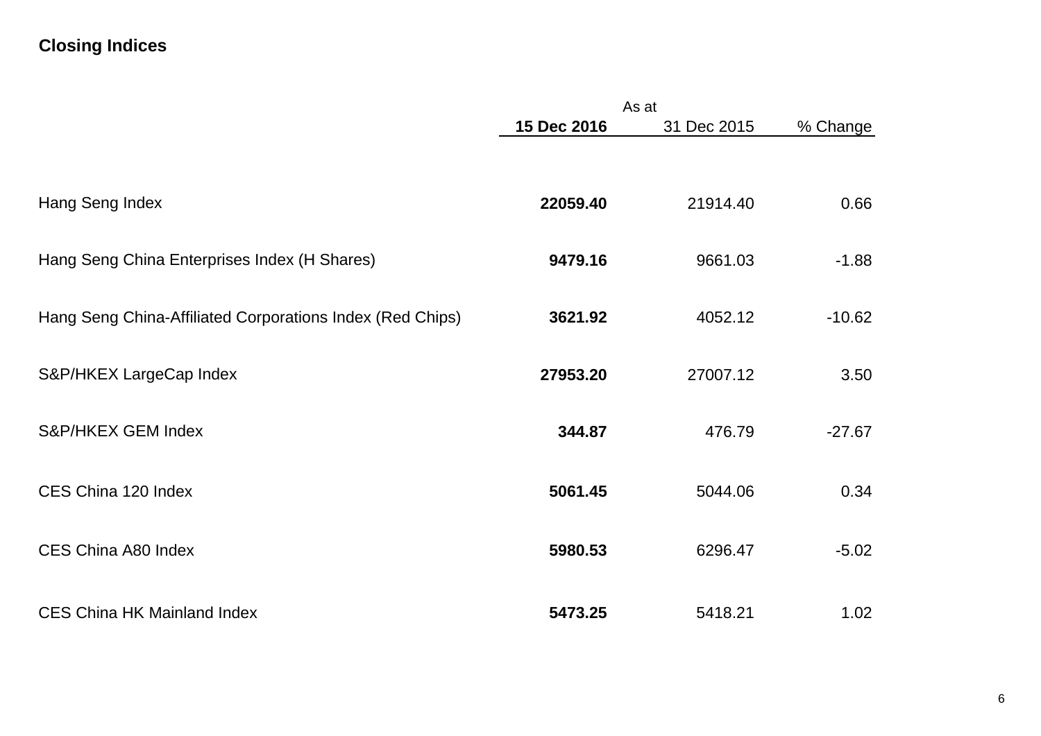## Closing Indices

| | As at | | |
|---|---|---|---|
| | **15 Dec 2016** | 31 Dec 2015 | % Change |
| Hang Seng Index | **22059.40** | 21914.40 | 0.66 |
| Hang Seng China Enterprises Index (H Shares) | **9479.16** | 9661.03 | -1.88 |
| Hang Seng China-Affiliated Corporations Index (Red Chips) | **3621.92** | 4052.12 | -10.62 |
| S&P/HKEX LargeCap Index | **27953.20** | 27007.12 | 3.50 |
| S&P/HKEX GEM Index | **344.87** | 476.79 | -27.67 |
| CES China 120 Index | **5061.45** | 5044.06 | 0.34 |
| CES China A80 Index | **5980.53** | 6296.47 | -5.02 |
| CES China HK Mainland Index | **5473.25** | 5418.21 | 1.02 |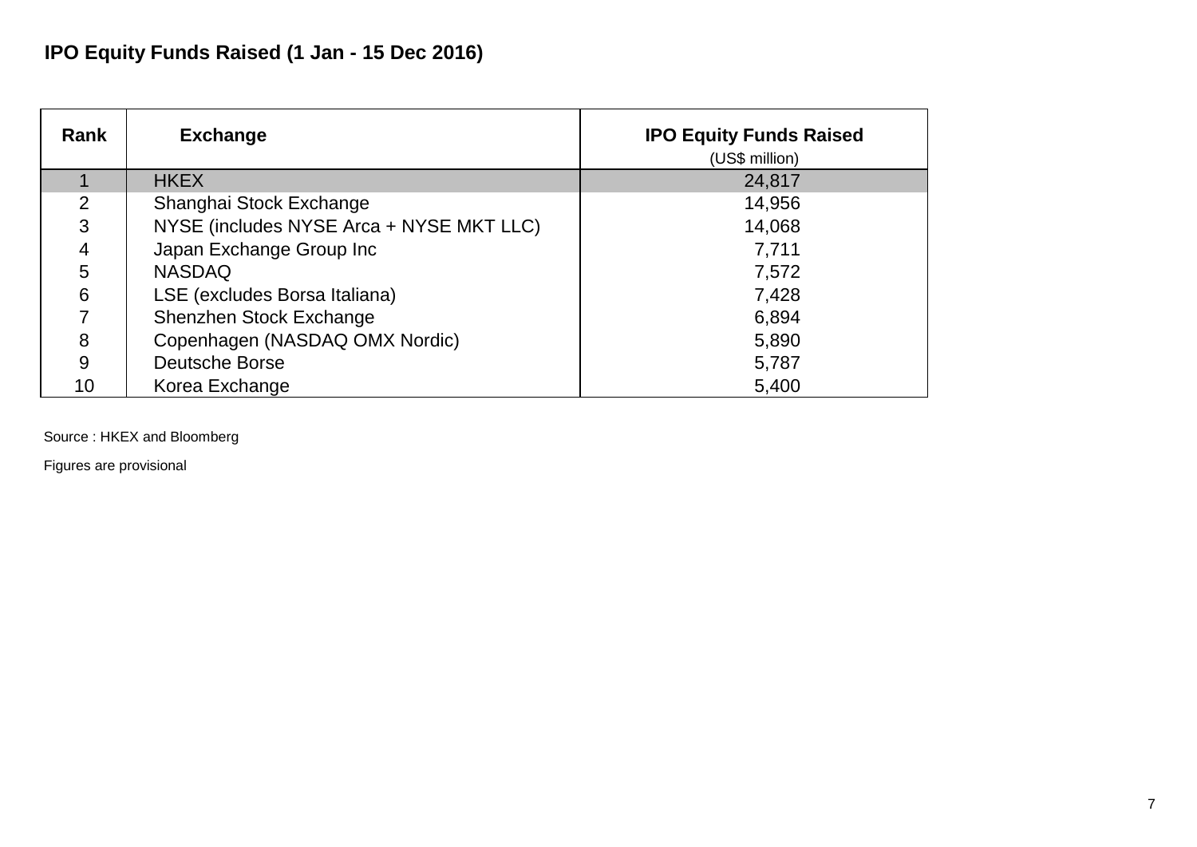## IPO Equity Funds Raised (1 Jan - 15 Dec 2016)

| Rank | Exchange | IPO Equity Funds Raised (US$ million) |
|---|---|---|
| 1 | HKEX | 24,817 |
| 2 | Shanghai Stock Exchange | 14,956 |
| 3 | NYSE (includes NYSE Arca + NYSE MKT LLC) | 14,068 |
| 4 | Japan Exchange Group Inc | 7,711 |
| 5 | NASDAQ | 7,572 |
| 6 | LSE (excludes Borsa Italiana) | 7,428 |
| 7 | Shenzhen Stock Exchange | 6,894 |
| 8 | Copenhagen (NASDAQ OMX Nordic) | 5,890 |
| 9 | Deutsche Borse | 5,787 |
| 10 | Korea Exchange | 5,400 |

Source : HKEX and Bloomberg

Figures are provisional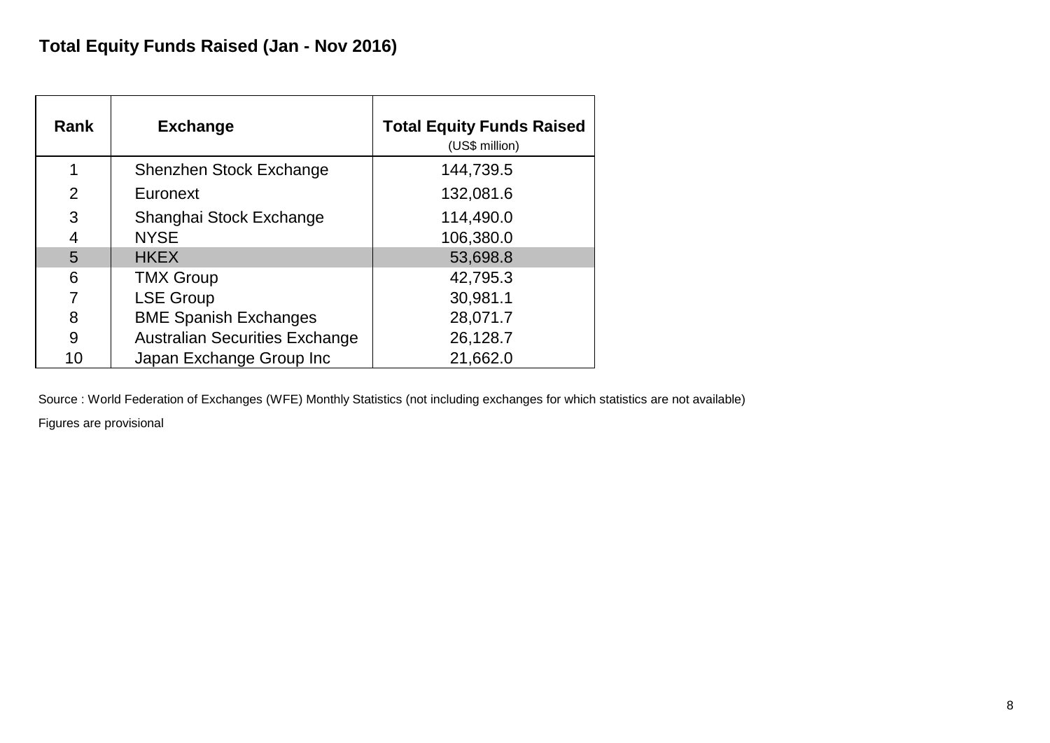## Total Equity Funds Raised (Jan - Nov 2016)

| Rank | Exchange | Total Equity Funds Raised (US$ million) |
|---|---|---|
| 1 | Shenzhen Stock Exchange | 144,739.5 |
| 2 | Euronext | 132,081.6 |
| 3 | Shanghai Stock Exchange | 114,490.0 |
| 4 | NYSE | 106,380.0 |
| 5 | HKEX | 53,698.8 |
| 6 | TMX Group | 42,795.3 |
| 7 | LSE Group | 30,981.1 |
| 8 | BME Spanish Exchanges | 28,071.7 |
| 9 | Australian Securities Exchange | 26,128.7 |
| 10 | Japan Exchange Group Inc | 21,662.0 |

Source : World Federation of Exchanges (WFE) Monthly Statistics (not including exchanges for which statistics are not available)

Figures are provisional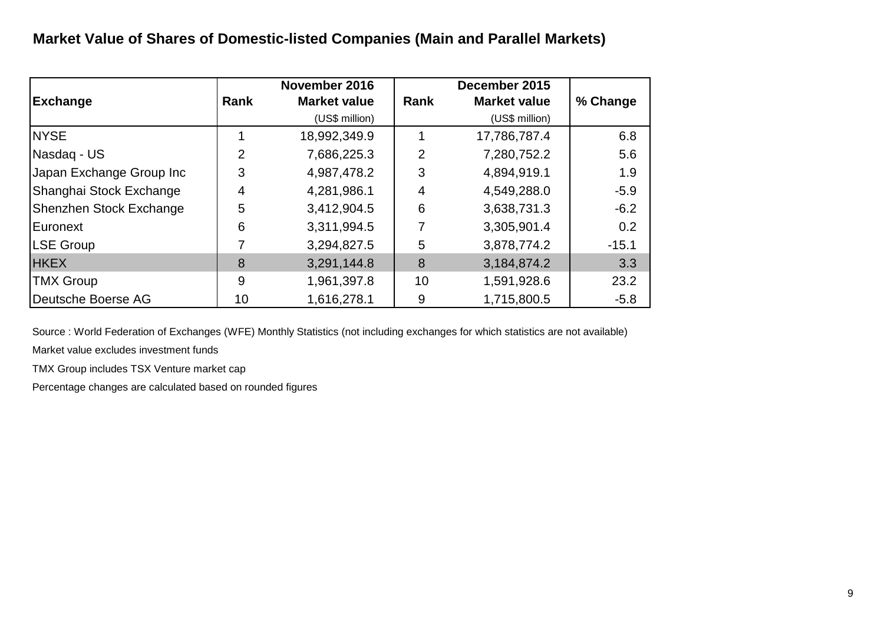## Market Value of Shares of Domestic-listed Companies (Main and Parallel Markets)

| Exchange | November 2016 | | December 2015 | | % Change |
|---|---|---|---|---|---|
| | Rank | Market value (US$ million) | Rank | Market value (US$ million) | |
| NYSE | 1 | 18,992,349.9 | 1 | 17,786,787.4 | 6.8 |
| Nasdaq - US | 2 | 7,686,225.3 | 2 | 7,280,752.2 | 5.6 |
| Japan Exchange Group Inc | 3 | 4,987,478.2 | 3 | 4,894,919.1 | 1.9 |
| Shanghai Stock Exchange | 4 | 4,281,986.1 | 4 | 4,549,288.0 | -5.9 |
| Shenzhen Stock Exchange | 5 | 3,412,904.5 | 6 | 3,638,731.3 | -6.2 |
| Euronext | 6 | 3,311,994.5 | 7 | 3,305,901.4 | 0.2 |
| LSE Group | 7 | 3,294,827.5 | 5 | 3,878,774.2 | -15.1 |
| HKEX | 8 | 3,291,144.8 | 8 | 3,184,874.2 | 3.3 |
| TMX Group | 9 | 1,961,397.8 | 10 | 1,591,928.6 | 23.2 |
| Deutsche Boerse AG | 10 | 1,616,278.1 | 9 | 1,715,800.5 | -5.8 |

Source : World Federation of Exchanges (WFE) Monthly Statistics (not including exchanges for which statistics are not available)

Market value excludes investment funds

TMX Group includes TSX Venture market cap

Percentage changes are calculated based on rounded figures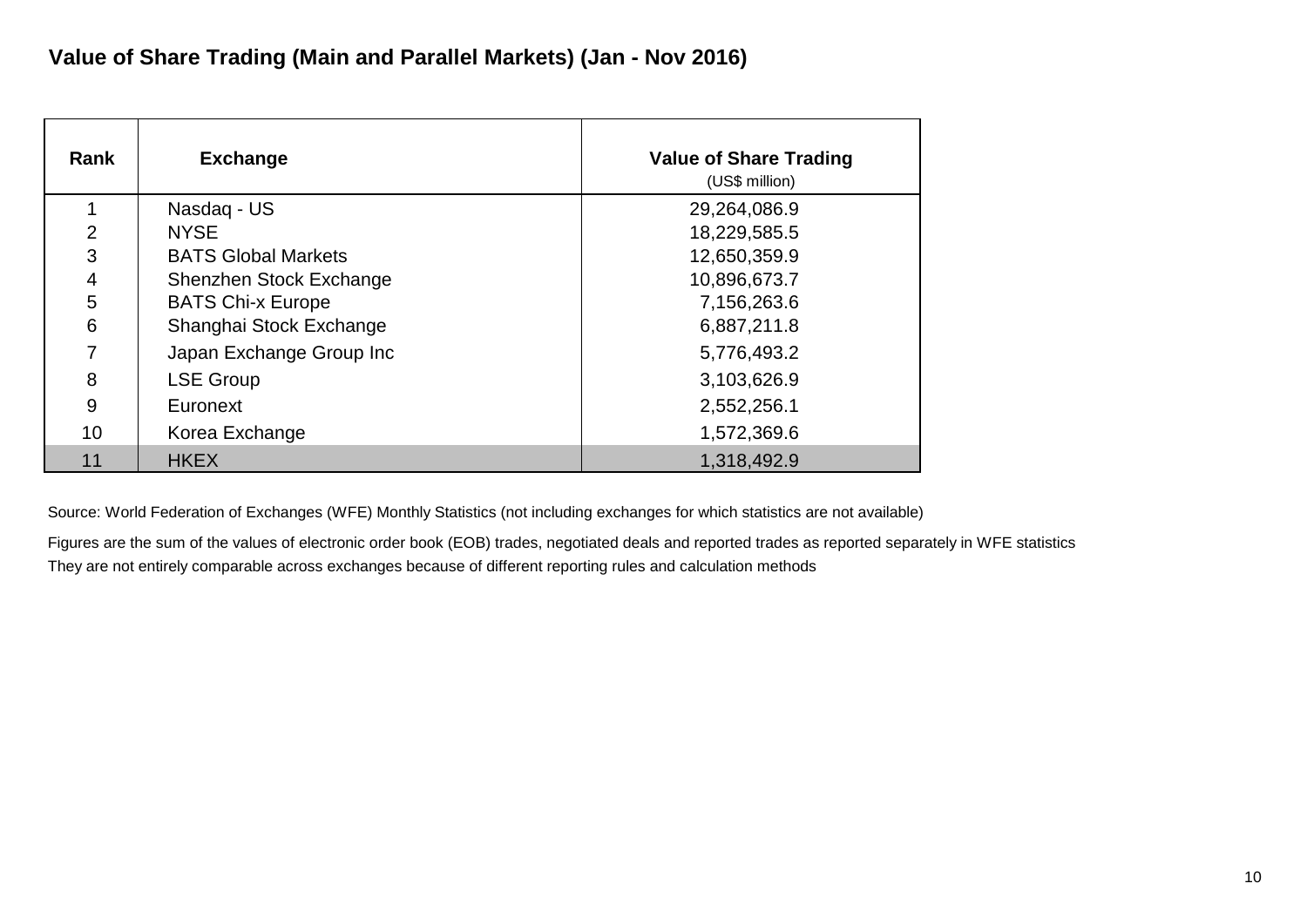## Value of Share Trading (Main and Parallel Markets) (Jan - Nov 2016)

| Rank | Exchange | Value of Share Trading (US$ million) |
|---|---|---|
| 1 | Nasdaq - US | 29,264,086.9 |
| 2 | NYSE | 18,229,585.5 |
| 3 | BATS Global Markets | 12,650,359.9 |
| 4 | Shenzhen Stock Exchange | 10,896,673.7 |
| 5 | BATS Chi-x Europe | 7,156,263.6 |
| 6 | Shanghai Stock Exchange | 6,887,211.8 |
| 7 | Japan Exchange Group Inc | 5,776,493.2 |
| 8 | LSE Group | 3,103,626.9 |
| 9 | Euronext | 2,552,256.1 |
| 10 | Korea Exchange | 1,572,369.6 |
| 11 | HKEX | 1,318,492.9 |

Source: World Federation of Exchanges (WFE) Monthly Statistics (not including exchanges for which statistics are not available)

Figures are the sum of the values of electronic order book (EOB) trades, negotiated deals and reported trades as reported separately in WFE statistics

They are not entirely comparable across exchanges because of different reporting rules and calculation methods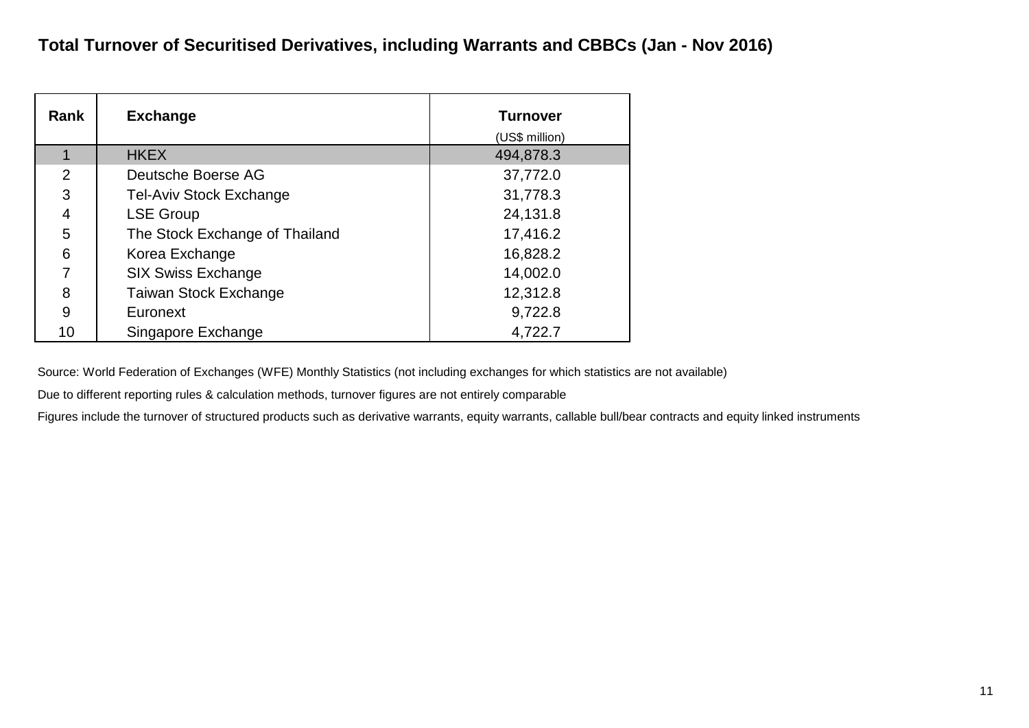## Total Turnover of Securitised Derivatives, including Warrants and CBBCs (Jan - Nov 2016)

| Rank | Exchange | Turnover (US$ million) |
|---|---|---|
| 1 | HKEX | 494,878.3 |
| 2 | Deutsche Boerse AG | 37,772.0 |
| 3 | Tel-Aviv Stock Exchange | 31,778.3 |
| 4 | LSE Group | 24,131.8 |
| 5 | The Stock Exchange of Thailand | 17,416.2 |
| 6 | Korea Exchange | 16,828.2 |
| 7 | SIX Swiss Exchange | 14,002.0 |
| 8 | Taiwan Stock Exchange | 12,312.8 |
| 9 | Euronext | 9,722.8 |
| 10 | Singapore Exchange | 4,722.7 |

Source: World Federation of Exchanges (WFE) Monthly Statistics (not including exchanges for which statistics are not available)

Due to different reporting rules & calculation methods, turnover figures are not entirely comparable

Figures include the turnover of structured products such as derivative warrants, equity warrants, callable bull/bear contracts and equity linked instruments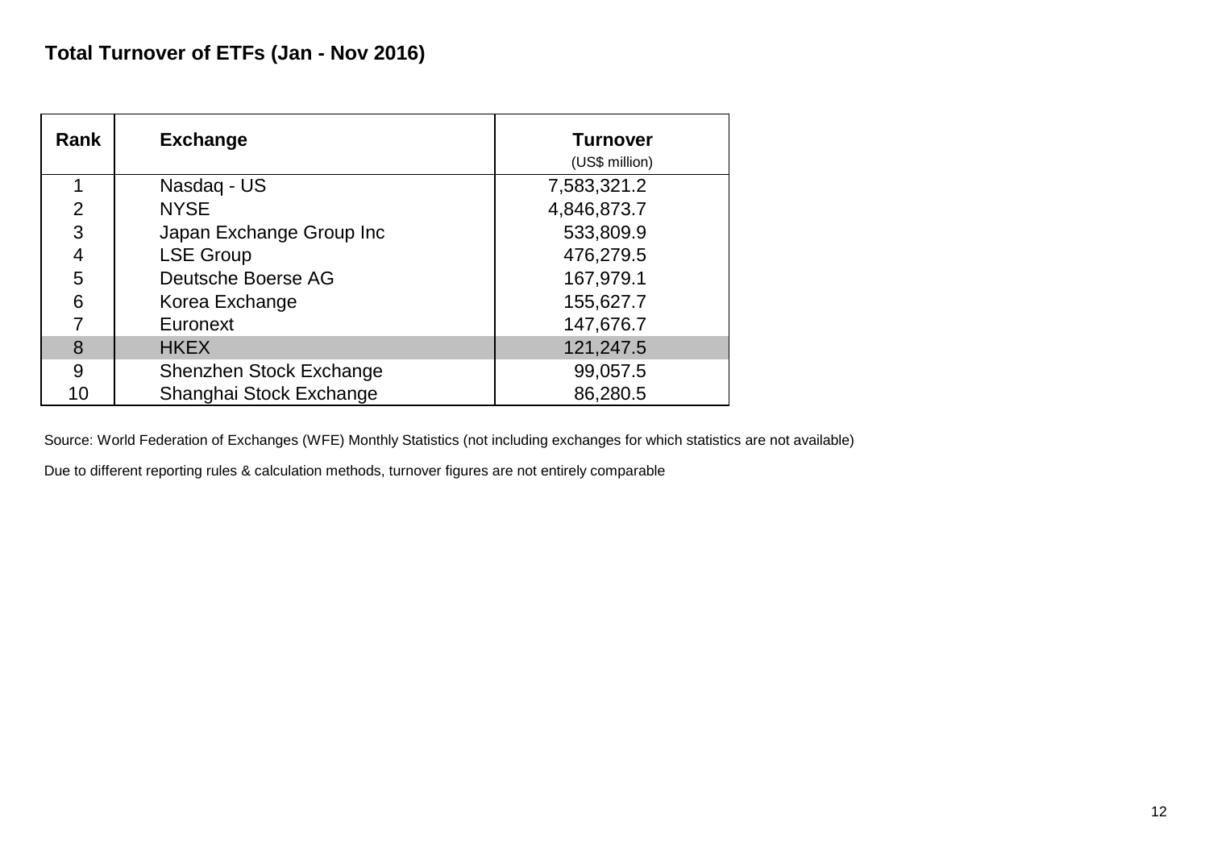## Total Turnover of ETFs (Jan - Nov 2016)

| Rank | Exchange | Turnover (US$ million) |
|---|---|---|
| 1 | Nasdaq - US | 7,583,321.2 |
| 2 | NYSE | 4,846,873.7 |
| 3 | Japan Exchange Group Inc | 533,809.9 |
| 4 | LSE Group | 476,279.5 |
| 5 | Deutsche Boerse AG | 167,979.1 |
| 6 | Korea Exchange | 155,627.7 |
| 7 | Euronext | 147,676.7 |
| 8 | HKEX | 121,247.5 |
| 9 | Shenzhen Stock Exchange | 99,057.5 |
| 10 | Shanghai Stock Exchange | 86,280.5 |

Source: World Federation of Exchanges (WFE) Monthly Statistics (not including exchanges for which statistics are not available)

Due to different reporting rules & calculation methods, turnover figures are not entirely comparable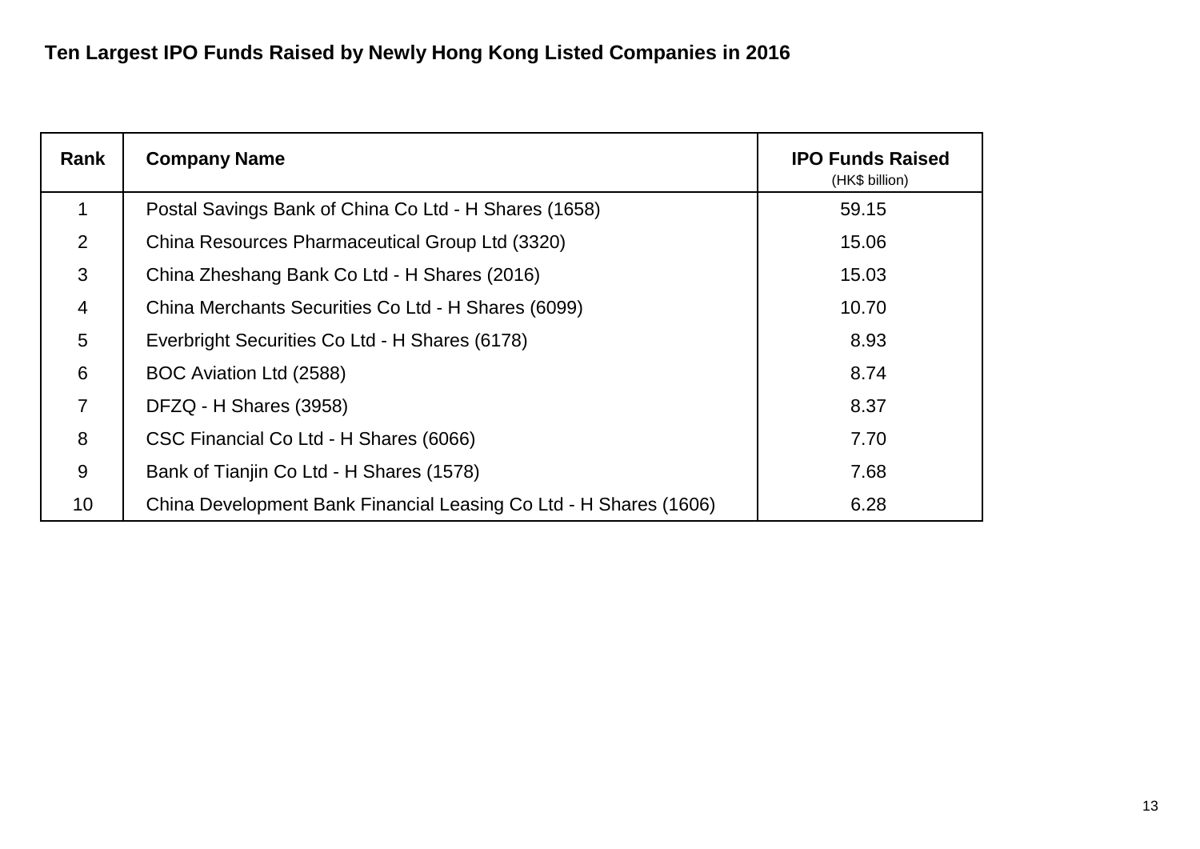# Ten Largest IPO Funds Raised by Newly Hong Kong Listed Companies in 2016

| Rank | Company Name | IPO Funds Raised (HK$ billion) |
|---|---|---|
| 1 | Postal Savings Bank of China Co Ltd - H Shares (1658) | 59.15 |
| 2 | China Resources Pharmaceutical Group Ltd (3320) | 15.06 |
| 3 | China Zheshang Bank Co Ltd - H Shares (2016) | 15.03 |
| 4 | China Merchants Securities Co Ltd - H Shares (6099) | 10.70 |
| 5 | Everbright Securities Co Ltd - H Shares (6178) | 8.93 |
| 6 | BOC Aviation Ltd (2588) | 8.74 |
| 7 | DFZQ - H Shares (3958) | 8.37 |
| 8 | CSC Financial Co Ltd - H Shares (6066) | 7.70 |
| 9 | Bank of Tianjin Co Ltd - H Shares (1578) | 7.68 |
| 10 | China Development Bank Financial Leasing Co Ltd - H Shares (1606) | 6.28 |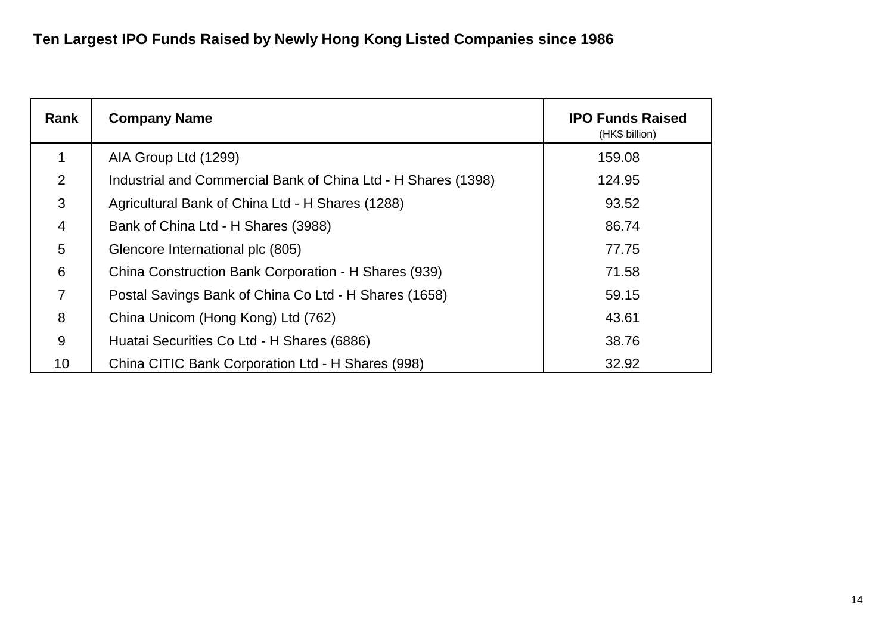## Ten Largest IPO Funds Raised by Newly Hong Kong Listed Companies since 1986

| Rank | Company Name | IPO Funds Raised (HK$ billion) |
|---|---|---|
| 1 | AIA Group Ltd (1299) | 159.08 |
| 2 | Industrial and Commercial Bank of China Ltd - H Shares (1398) | 124.95 |
| 3 | Agricultural Bank of China Ltd - H Shares (1288) | 93.52 |
| 4 | Bank of China Ltd - H Shares (3988) | 86.74 |
| 5 | Glencore International plc (805) | 77.75 |
| 6 | China Construction Bank Corporation - H Shares (939) | 71.58 |
| 7 | Postal Savings Bank of China Co Ltd - H Shares (1658) | 59.15 |
| 8 | China Unicom (Hong Kong) Ltd (762) | 43.61 |
| 9 | Huatai Securities Co Ltd - H Shares (6886) | 38.76 |
| 10 | China CITIC Bank Corporation Ltd - H Shares (998) | 32.92 |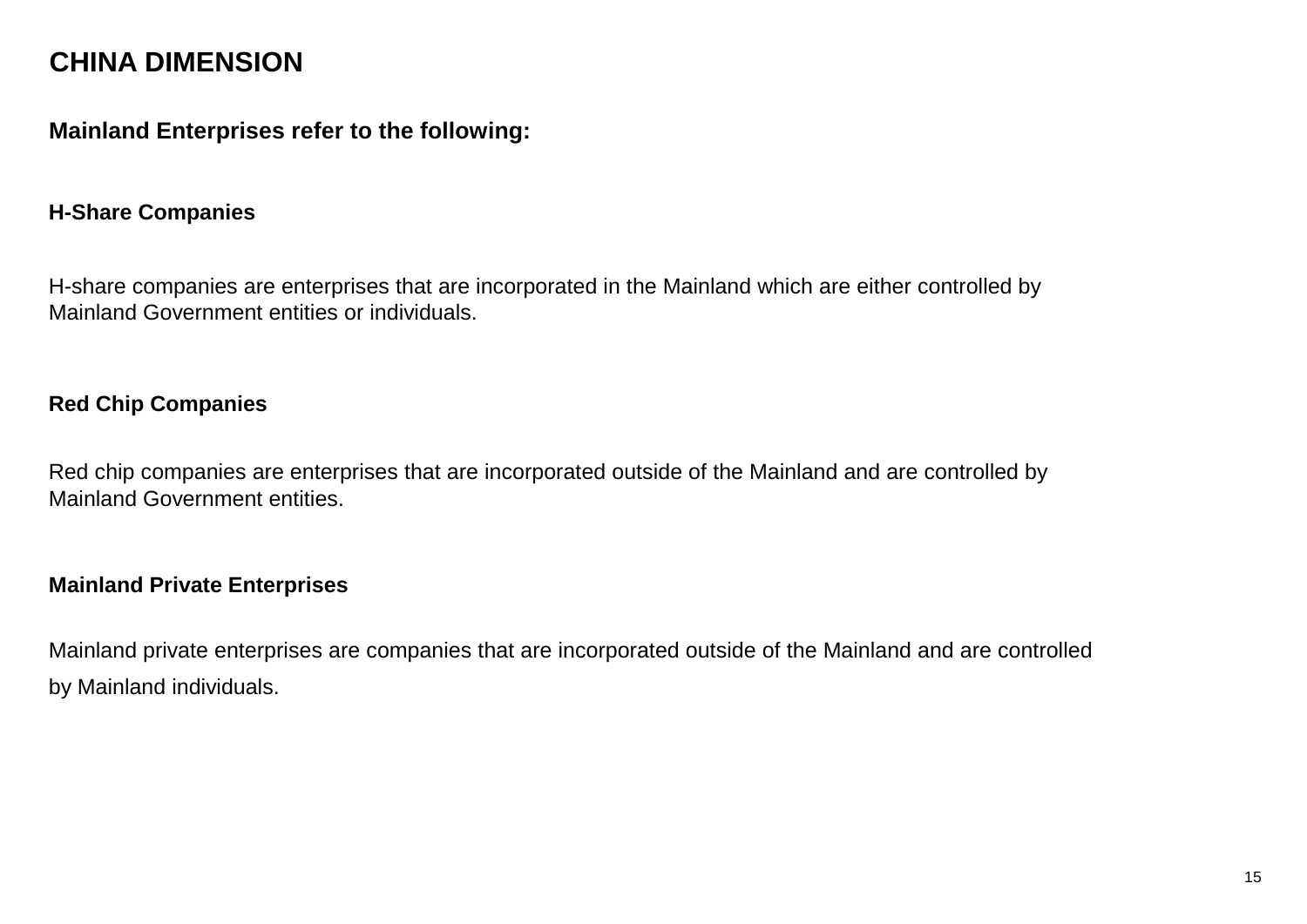# CHINA DIMENSION

## Mainland Enterprises refer to the following:

### H-Share Companies

H-share companies are enterprises that are incorporated in the Mainland which are either controlled by Mainland Government entities or individuals.

### Red Chip Companies

Red chip companies are enterprises that are incorporated outside of the Mainland and are controlled by Mainland Government entities.

### Mainland Private Enterprises

Mainland private enterprises are companies that are incorporated outside of the Mainland and are controlled by Mainland individuals.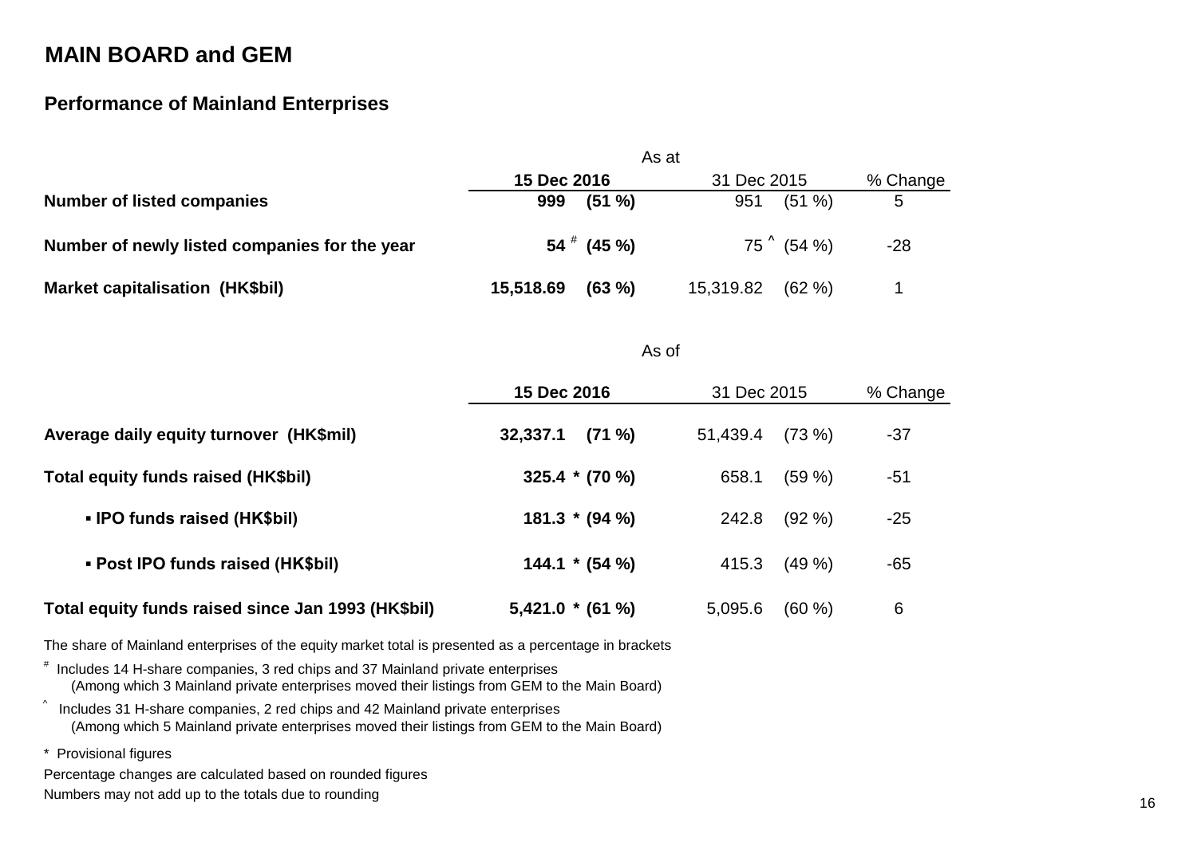## MAIN BOARD and GEM

### Performance of Mainland Enterprises

| | As at | | |
|---|---|---|---|
| | **15 Dec 2016** | 31 Dec 2015 | % Change |
| **Number of listed companies** | **999 (51 %)** | 951 (51 %) | 5 |
| **Number of newly listed companies for the year** | **54 [#] (45 %)** | 75 [^] (54 %) | -28 |
| **Market capitalisation (HK$bil)** | **15,518.69 (63 %)** | 15,319.82 (62 %) | 1 |

| | As of | | |
|---|---|---|---|
| | **15 Dec 2016** | 31 Dec 2015 | % Change |
| **Average daily equity turnover (HK$mil)** | **32,337.1 (71 %)** | 51,439.4 (73 %) | -37 |
| **Total equity funds raised (HK$bil)** | **325.4 * (70 %)** | 658.1 (59 %) | -51 |
| **▪ IPO funds raised (HK$bil)** | **181.3 * (94 %)** | 242.8 (92 %) | -25 |
| **▪ Post IPO funds raised (HK$bil)** | **144.1 * (54 %)** | 415.3 (49 %) | -65 |
| **Total equity funds raised since Jan 1993 (HK$bil)** | **5,421.0 * (61 %)** | 5,095.6 (60 %) | 6 |

The share of Mainland enterprises of the equity market total is presented as a percentage in brackets

[#] Includes 14 H-share companies, 3 red chips and 37 Mainland private enterprises
(Among which 3 Mainland private enterprises moved their listings from GEM to the Main Board)

[^] Includes 31 H-share companies, 2 red chips and 42 Mainland private enterprises
(Among which 5 Mainland private enterprises moved their listings from GEM to the Main Board)

\* Provisional figures

Percentage changes are calculated based on rounded figures

Numbers may not add up to the totals due to rounding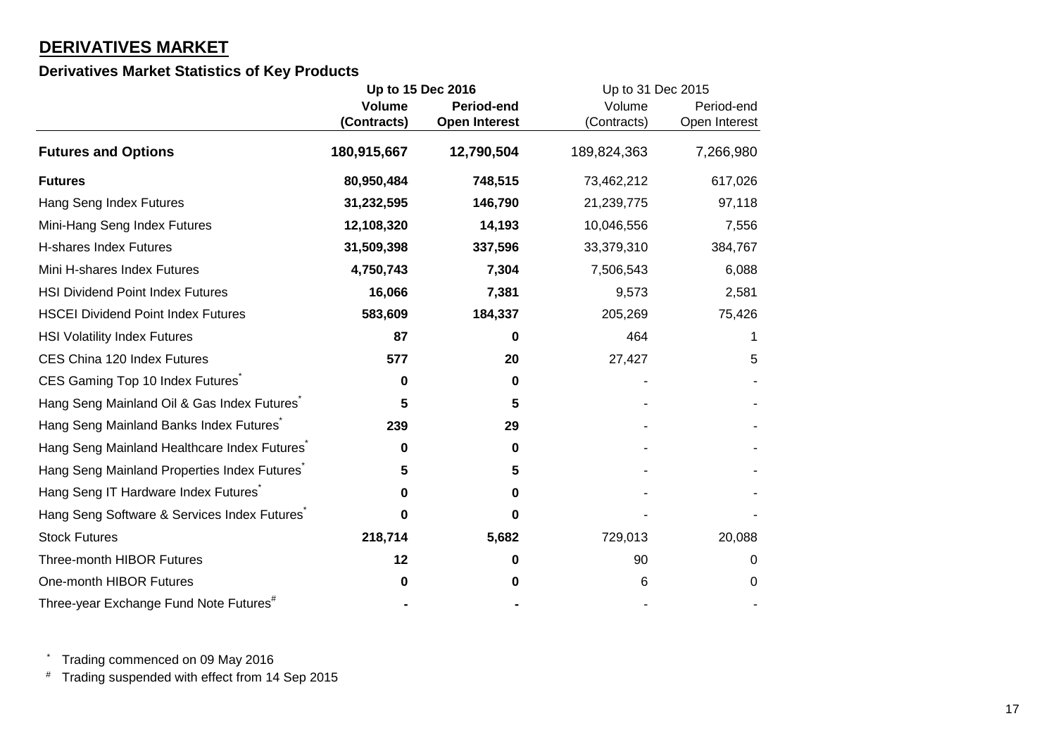## DERIVATIVES MARKET

### Derivatives Market Statistics of Key Products

| | Up to 15 Dec 2016 | | Up to 31 Dec 2015 | |
|---|---|---|---|---|
| | **Volume (Contracts)** | **Period-end Open Interest** | Volume (Contracts) | Period-end Open Interest |
| **Futures and Options** | **180,915,667** | **12,790,504** | 189,824,363 | 7,266,980 |
| **Futures** | **80,950,484** | **748,515** | 73,462,212 | 617,026 |
| Hang Seng Index Futures | **31,232,595** | **146,790** | 21,239,775 | 97,118 |
| Mini-Hang Seng Index Futures | **12,108,320** | **14,193** | 10,046,556 | 7,556 |
| H-shares Index Futures | **31,509,398** | **337,596** | 33,379,310 | 384,767 |
| Mini H-shares Index Futures | **4,750,743** | **7,304** | 7,506,543 | 6,088 |
| HSI Dividend Point Index Futures | **16,066** | **7,381** | 9,573 | 2,581 |
| HSCEI Dividend Point Index Futures | **583,609** | **184,337** | 205,269 | 75,426 |
| HSI Volatility Index Futures | **87** | **0** | 464 | 1 |
| CES China 120 Index Futures | **577** | **20** | 27,427 | 5 |
| CES Gaming Top 10 Index Futures* | **0** | **0** | - | - |
| Hang Seng Mainland Oil & Gas Index Futures* | **5** | **5** | - | - |
| Hang Seng Mainland Banks Index Futures* | **239** | **29** | - | - |
| Hang Seng Mainland Healthcare Index Futures* | **0** | **0** | - | - |
| Hang Seng Mainland Properties Index Futures* | **5** | **5** | - | - |
| Hang Seng IT Hardware Index Futures* | **0** | **0** | - | - |
| Hang Seng Software & Services Index Futures* | **0** | **0** | - | - |
| Stock Futures | **218,714** | **5,682** | 729,013 | 20,088 |
| Three-month HIBOR Futures | **12** | **0** | 90 | 0 |
| One-month HIBOR Futures | **0** | **0** | 6 | 0 |
| Three-year Exchange Fund Note Futures# | **-** | **-** | - | - |

\* Trading commenced on 09 May 2016

\# Trading suspended with effect from 14 Sep 2015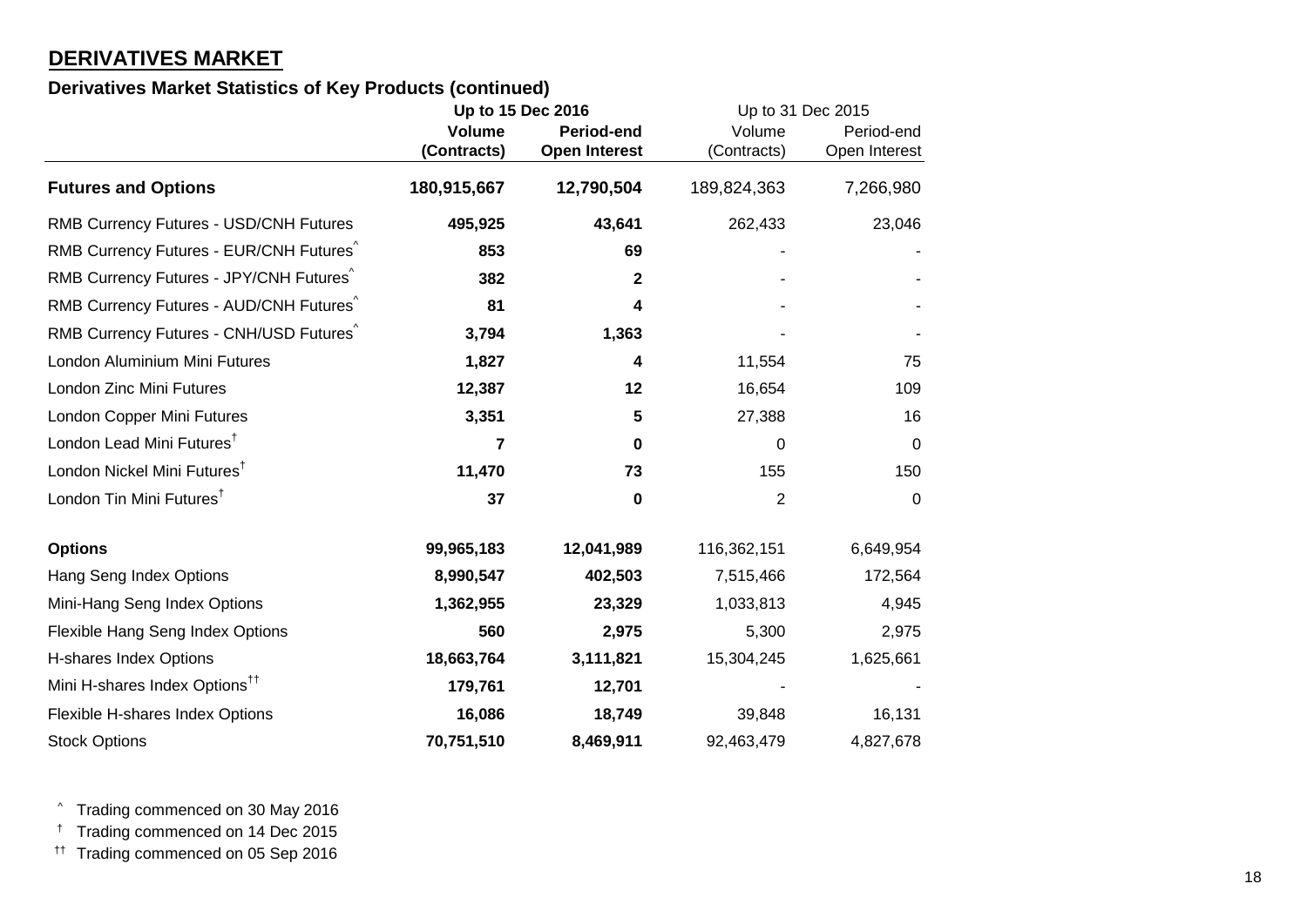## DERIVATIVES MARKET

### Derivatives Market Statistics of Key Products (continued)

| | Up to 15 Dec 2016 | | Up to 31 Dec 2015 | |
|---|---|---|---|---|
| | Volume (Contracts) | Period-end Open Interest | Volume (Contracts) | Period-end Open Interest |
| **Futures and Options** | **180,915,667** | **12,790,504** | 189,824,363 | 7,266,980 |
| RMB Currency Futures - USD/CNH Futures | **495,925** | **43,641** | 262,433 | 23,046 |
| RMB Currency Futures - EUR/CNH Futures^ | **853** | **69** | - | - |
| RMB Currency Futures - JPY/CNH Futures^ | **382** | **2** | - | - |
| RMB Currency Futures - AUD/CNH Futures^ | **81** | **4** | - | - |
| RMB Currency Futures - CNH/USD Futures^ | **3,794** | **1,363** | - | - |
| London Aluminium Mini Futures | **1,827** | **4** | 11,554 | 75 |
| London Zinc Mini Futures | **12,387** | **12** | 16,654 | 109 |
| London Copper Mini Futures | **3,351** | **5** | 27,388 | 16 |
| London Lead Mini Futures† | **7** | **0** | 0 | 0 |
| London Nickel Mini Futures† | **11,470** | **73** | 155 | 150 |
| London Tin Mini Futures† | **37** | **0** | 2 | 0 |
| **Options** | **99,965,183** | **12,041,989** | 116,362,151 | 6,649,954 |
| Hang Seng Index Options | **8,990,547** | **402,503** | 7,515,466 | 172,564 |
| Mini-Hang Seng Index Options | **1,362,955** | **23,329** | 1,033,813 | 4,945 |
| Flexible Hang Seng Index Options | **560** | **2,975** | 5,300 | 2,975 |
| H-shares Index Options | **18,663,764** | **3,111,821** | 15,304,245 | 1,625,661 |
| Mini H-shares Index Options†† | **179,761** | **12,701** | - | - |
| Flexible H-shares Index Options | **16,086** | **18,749** | 39,848 | 16,131 |
| Stock Options | **70,751,510** | **8,469,911** | 92,463,479 | 4,827,678 |

^ Trading commenced on 30 May 2016

† Trading commenced on 14 Dec 2015

†† Trading commenced on 05 Sep 2016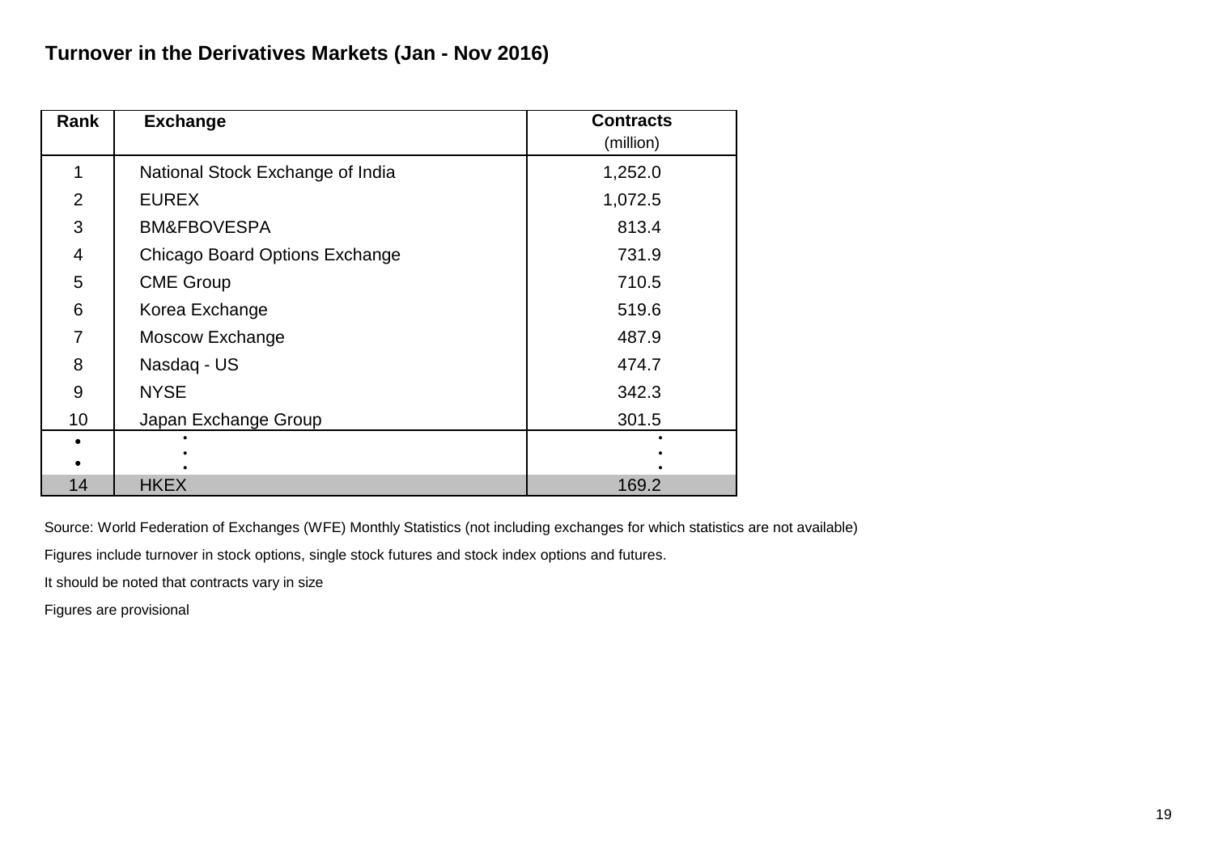## Turnover in the Derivatives Markets (Jan - Nov 2016)

| Rank | Exchange | Contracts (million) |
|---|---|---|
| 1 | National Stock Exchange of India | 1,252.0 |
| 2 | EUREX | 1,072.5 |
| 3 | BM&FBOVESPA | 813.4 |
| 4 | Chicago Board Options Exchange | 731.9 |
| 5 | CME Group | 710.5 |
| 6 | Korea Exchange | 519.6 |
| 7 | Moscow Exchange | 487.9 |
| 8 | Nasdaq - US | 474.7 |
| 9 | NYSE | 342.3 |
| 10 | Japan Exchange Group | 301.5 |
| • | • | • |
| • | • | • |
| 14 | HKEX | 169.2 |

Source: World Federation of Exchanges (WFE) Monthly Statistics (not including exchanges for which statistics are not available)

Figures include turnover in stock options, single stock futures and stock index options and futures.

It should be noted that contracts vary in size

Figures are provisional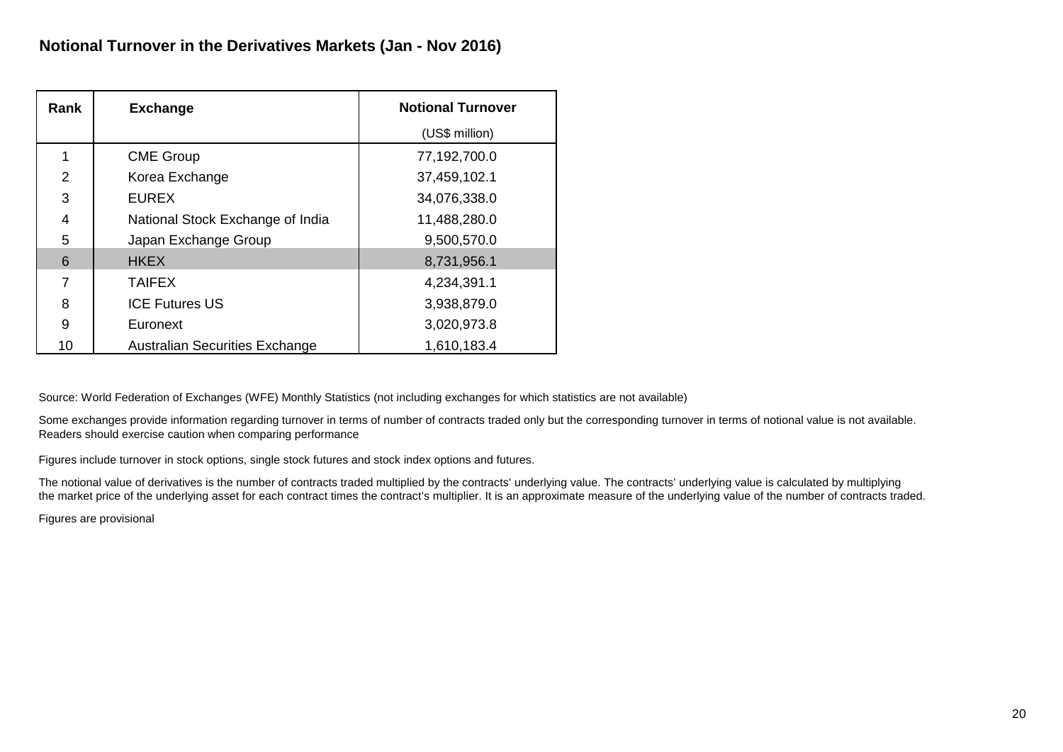## Notional Turnover in the Derivatives Markets (Jan - Nov 2016)

| Rank | Exchange | Notional Turnover (US$ million) |
|---|---|---|
| 1 | CME Group | 77,192,700.0 |
| 2 | Korea Exchange | 37,459,102.1 |
| 3 | EUREX | 34,076,338.0 |
| 4 | National Stock Exchange of India | 11,488,280.0 |
| 5 | Japan Exchange Group | 9,500,570.0 |
| 6 | HKEX | 8,731,956.1 |
| 7 | TAIFEX | 4,234,391.1 |
| 8 | ICE Futures US | 3,938,879.0 |
| 9 | Euronext | 3,020,973.8 |
| 10 | Australian Securities Exchange | 1,610,183.4 |

Source: World Federation of Exchanges (WFE) Monthly Statistics (not including exchanges for which statistics are not available)

Some exchanges provide information regarding turnover in terms of number of contracts traded only but the corresponding turnover in terms of notional value is not available. Readers should exercise caution when comparing performance

Figures include turnover in stock options, single stock futures and stock index options and futures.

The notional value of derivatives is the number of contracts traded multiplied by the contracts' underlying value. The contracts' underlying value is calculated by multiplying the market price of the underlying asset for each contract times the contract's multiplier. It is an approximate measure of the underlying value of the number of contracts traded.

Figures are provisional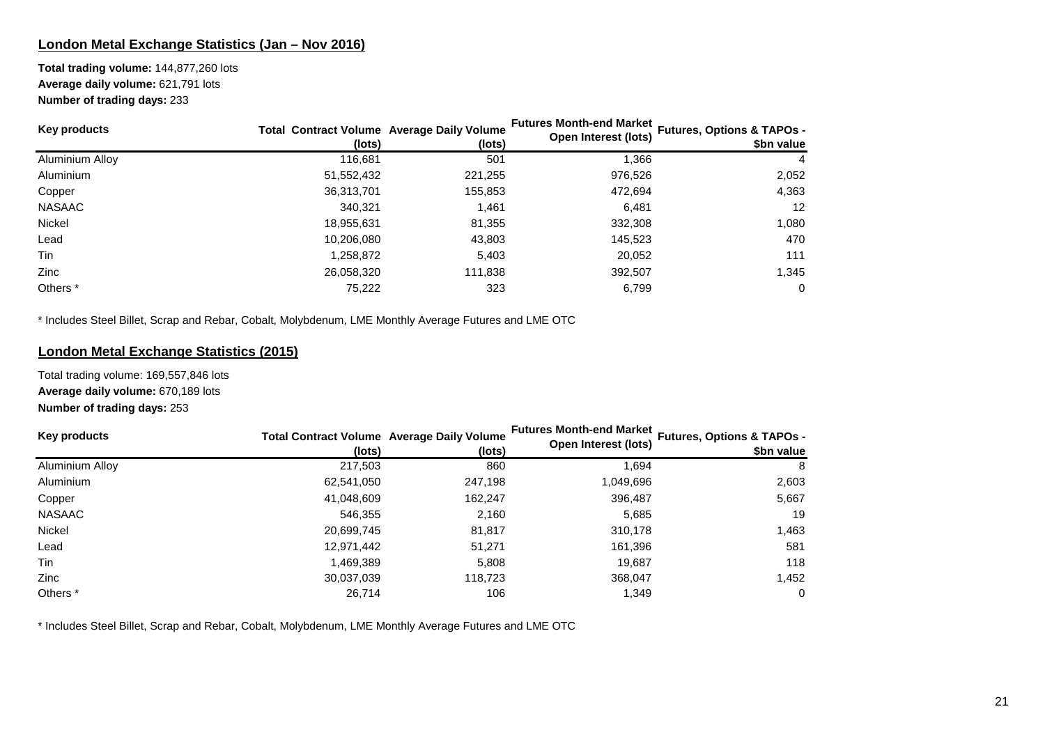## London Metal Exchange Statistics (Jan – Nov 2016)

**Total trading volume:** 144,877,260 lots
**Average daily volume:** 621,791 lots
**Number of trading days:** 233

| Key products | Total Contract Volume (lots) | Average Daily Volume (lots) | Futures Month-end Market Open Interest (lots) | Futures, Options & TAPOs - $bn value |
|---|---|---|---|---|
| Aluminium Alloy | 116,681 | 501 | 1,366 | 4 |
| Aluminium | 51,552,432 | 221,255 | 976,526 | 2,052 |
| Copper | 36,313,701 | 155,853 | 472,694 | 4,363 |
| NASAAC | 340,321 | 1,461 | 6,481 | 12 |
| Nickel | 18,955,631 | 81,355 | 332,308 | 1,080 |
| Lead | 10,206,080 | 43,803 | 145,523 | 470 |
| Tin | 1,258,872 | 5,403 | 20,052 | 111 |
| Zinc | 26,058,320 | 111,838 | 392,507 | 1,345 |
| Others * | 75,222 | 323 | 6,799 | 0 |

* Includes Steel Billet, Scrap and Rebar, Cobalt, Molybdenum, LME Monthly Average Futures and LME OTC

## London Metal Exchange Statistics (2015)

Total trading volume: 169,557,846 lots
**Average daily volume:** 670,189 lots
**Number of trading days:** 253

| Key products | Total Contract Volume (lots) | Average Daily Volume (lots) | Futures Month-end Market Open Interest (lots) | Futures, Options & TAPOs - $bn value |
|---|---|---|---|---|
| Aluminium Alloy | 217,503 | 860 | 1,694 | 8 |
| Aluminium | 62,541,050 | 247,198 | 1,049,696 | 2,603 |
| Copper | 41,048,609 | 162,247 | 396,487 | 5,667 |
| NASAAC | 546,355 | 2,160 | 5,685 | 19 |
| Nickel | 20,699,745 | 81,817 | 310,178 | 1,463 |
| Lead | 12,971,442 | 51,271 | 161,396 | 581 |
| Tin | 1,469,389 | 5,808 | 19,687 | 118 |
| Zinc | 30,037,039 | 118,723 | 368,047 | 1,452 |
| Others * | 26,714 | 106 | 1,349 | 0 |

* Includes Steel Billet, Scrap and Rebar, Cobalt, Molybdenum, LME Monthly Average Futures and LME OTC